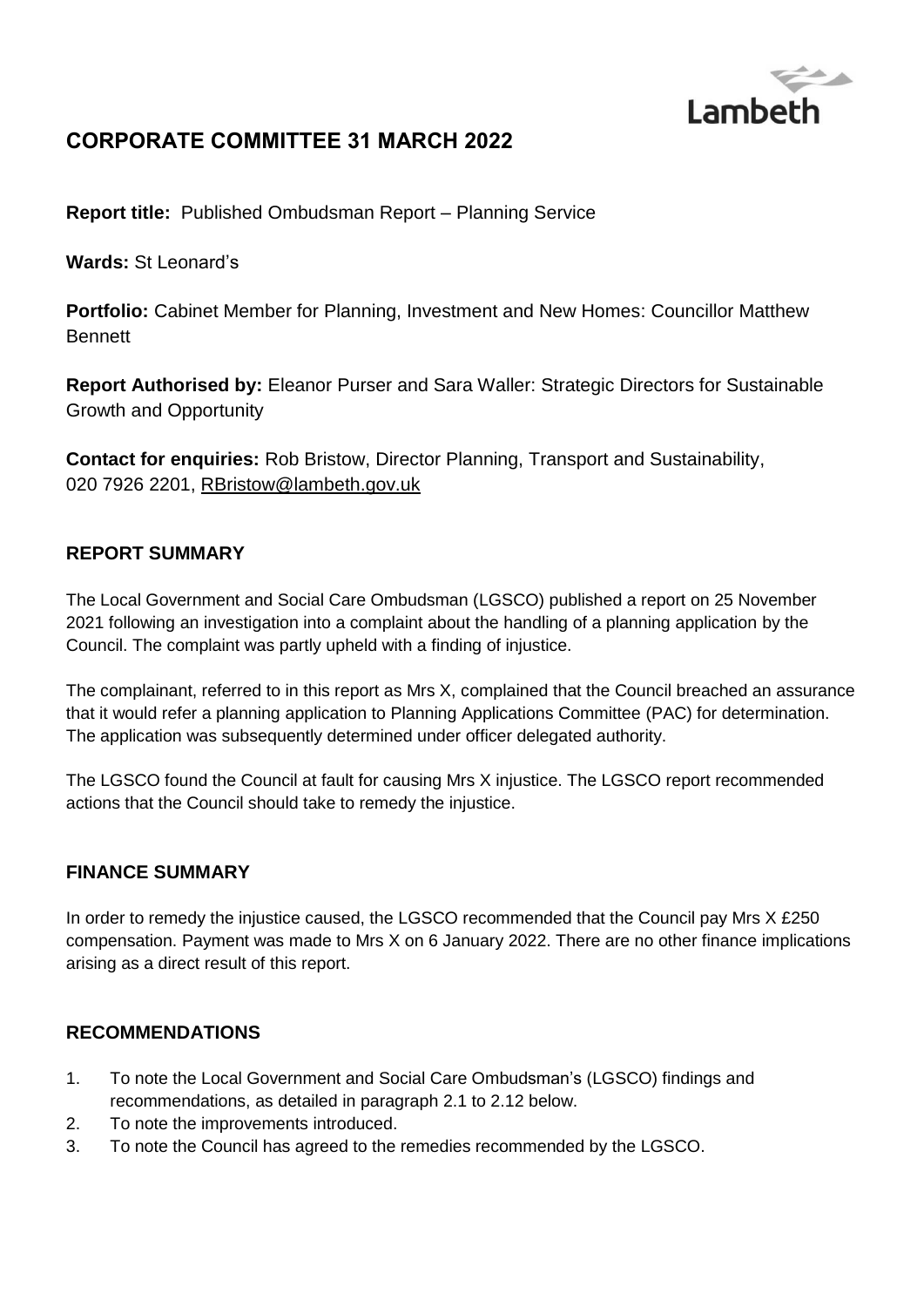Lambeth

# CORPORATE COMMITTEE 31 MARCH 2022

**Report title:** Published Ombudsman Report – Planning Service

**Wards:** St Leonard's

**Portfolio:** Cabinet Member for Planning, Investment and New Homes: Councillor Matthew Bennett

**Report Authorised by:** Eleanor Purser and Sara Waller: Strategic Directors for Sustainable Growth and Opportunity

**Contact for enquiries:** Rob Bristow, Director Planning, Transport and Sustainability, 020 7926 2201, RBristow@lambeth.gov.uk

## REPORT SUMMARY

The Local Government and Social Care Ombudsman (LGSCO) published a report on 25 November 2021 following an investigation into a complaint about the handling of a planning application by the Council. The complaint was partly upheld with a finding of injustice.

The complainant, referred to in this report as Mrs X, complained that the Council breached an assurance that it would refer a planning application to Planning Applications Committee (PAC) for determination. The application was subsequently determined under officer delegated authority.

The LGSCO found the Council at fault for causing Mrs X injustice. The LGSCO report recommended actions that the Council should take to remedy the injustice.

## FINANCE SUMMARY

In order to remedy the injustice caused, the LGSCO recommended that the Council pay Mrs X £250 compensation. Payment was made to Mrs X on 6 January 2022. There are no other finance implications arising as a direct result of this report.

## RECOMMENDATIONS

1. To note the Local Government and Social Care Ombudsman's (LGSCO) findings and recommendations, as detailed in paragraph 2.1 to 2.12 below.
2. To note the improvements introduced.
3. To note the Council has agreed to the remedies recommended by the LGSCO.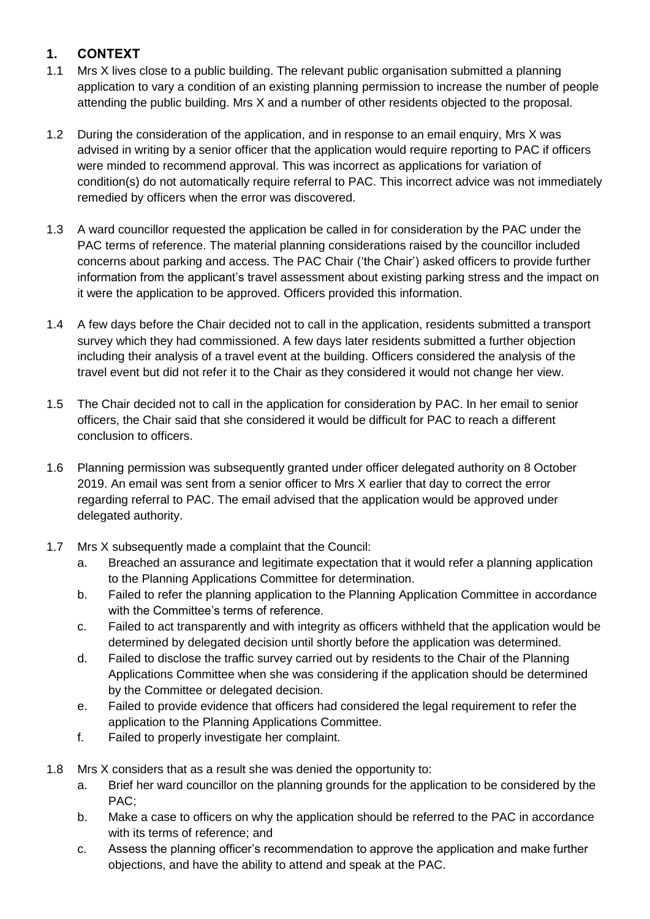## 1. CONTEXT

1.1 Mrs X lives close to a public building. The relevant public organisation submitted a planning application to vary a condition of an existing planning permission to increase the number of people attending the public building. Mrs X and a number of other residents objected to the proposal.

1.2 During the consideration of the application, and in response to an email enquiry, Mrs X was advised in writing by a senior officer that the application would require reporting to PAC if officers were minded to recommend approval. This was incorrect as applications for variation of condition(s) do not automatically require referral to PAC. This incorrect advice was not immediately remedied by officers when the error was discovered.

1.3 A ward councillor requested the application be called in for consideration by the PAC under the PAC terms of reference. The material planning considerations raised by the councillor included concerns about parking and access. The PAC Chair ('the Chair') asked officers to provide further information from the applicant's travel assessment about existing parking stress and the impact on it were the application to be approved. Officers provided this information.

1.4 A few days before the Chair decided not to call in the application, residents submitted a transport survey which they had commissioned. A few days later residents submitted a further objection including their analysis of a travel event at the building. Officers considered the analysis of the travel event but did not refer it to the Chair as they considered it would not change her view.

1.5 The Chair decided not to call in the application for consideration by PAC. In her email to senior officers, the Chair said that she considered it would be difficult for PAC to reach a different conclusion to officers.

1.6 Planning permission was subsequently granted under officer delegated authority on 8 October 2019. An email was sent from a senior officer to Mrs X earlier that day to correct the error regarding referral to PAC. The email advised that the application would be approved under delegated authority.

1.7 Mrs X subsequently made a complaint that the Council:

a. Breached an assurance and legitimate expectation that it would refer a planning application to the Planning Applications Committee for determination.

b. Failed to refer the planning application to the Planning Application Committee in accordance with the Committee's terms of reference.

c. Failed to act transparently and with integrity as officers withheld that the application would be determined by delegated decision until shortly before the application was determined.

d. Failed to disclose the traffic survey carried out by residents to the Chair of the Planning Applications Committee when she was considering if the application should be determined by the Committee or delegated decision.

e. Failed to provide evidence that officers had considered the legal requirement to refer the application to the Planning Applications Committee.

f. Failed to properly investigate her complaint.

1.8 Mrs X considers that as a result she was denied the opportunity to:

a. Brief her ward councillor on the planning grounds for the application to be considered by the PAC;

b. Make a case to officers on why the application should be referred to the PAC in accordance with its terms of reference; and

c. Assess the planning officer's recommendation to approve the application and make further objections, and have the ability to attend and speak at the PAC.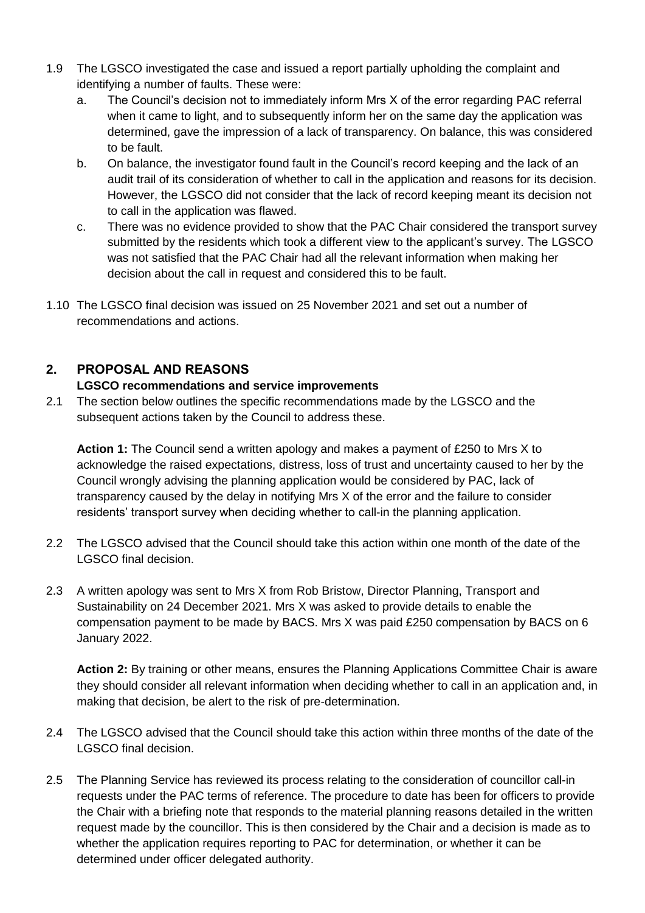1.9 The LGSCO investigated the case and issued a report partially upholding the complaint and identifying a number of faults. These were:

   a. The Council's decision not to immediately inform Mrs X of the error regarding PAC referral when it came to light, and to subsequently inform her on the same day the application was determined, gave the impression of a lack of transparency. On balance, this was considered to be fault.

   b. On balance, the investigator found fault in the Council's record keeping and the lack of an audit trail of its consideration of whether to call in the application and reasons for its decision. However, the LGSCO did not consider that the lack of record keeping meant its decision not to call in the application was flawed.

   c. There was no evidence provided to show that the PAC Chair considered the transport survey submitted by the residents which took a different view to the applicant's survey. The LGSCO was not satisfied that the PAC Chair had all the relevant information when making her decision about the call in request and considered this to be fault.

1.10 The LGSCO final decision was issued on 25 November 2021 and set out a number of recommendations and actions.

## 2. PROPOSAL AND REASONS

### LGSCO recommendations and service improvements

2.1 The section below outlines the specific recommendations made by the LGSCO and the subsequent actions taken by the Council to address these.

**Action 1:** The Council send a written apology and makes a payment of £250 to Mrs X to acknowledge the raised expectations, distress, loss of trust and uncertainty caused to her by the Council wrongly advising the planning application would be considered by PAC, lack of transparency caused by the delay in notifying Mrs X of the error and the failure to consider residents' transport survey when deciding whether to call-in the planning application.

2.2 The LGSCO advised that the Council should take this action within one month of the date of the LGSCO final decision.

2.3 A written apology was sent to Mrs X from Rob Bristow, Director Planning, Transport and Sustainability on 24 December 2021. Mrs X was asked to provide details to enable the compensation payment to be made by BACS. Mrs X was paid £250 compensation by BACS on 6 January 2022.

**Action 2:** By training or other means, ensures the Planning Applications Committee Chair is aware they should consider all relevant information when deciding whether to call in an application and, in making that decision, be alert to the risk of pre-determination.

2.4 The LGSCO advised that the Council should take this action within three months of the date of the LGSCO final decision.

2.5 The Planning Service has reviewed its process relating to the consideration of councillor call-in requests under the PAC terms of reference. The procedure to date has been for officers to provide the Chair with a briefing note that responds to the material planning reasons detailed in the written request made by the councillor. This is then considered by the Chair and a decision is made as to whether the application requires reporting to PAC for determination, or whether it can be determined under officer delegated authority.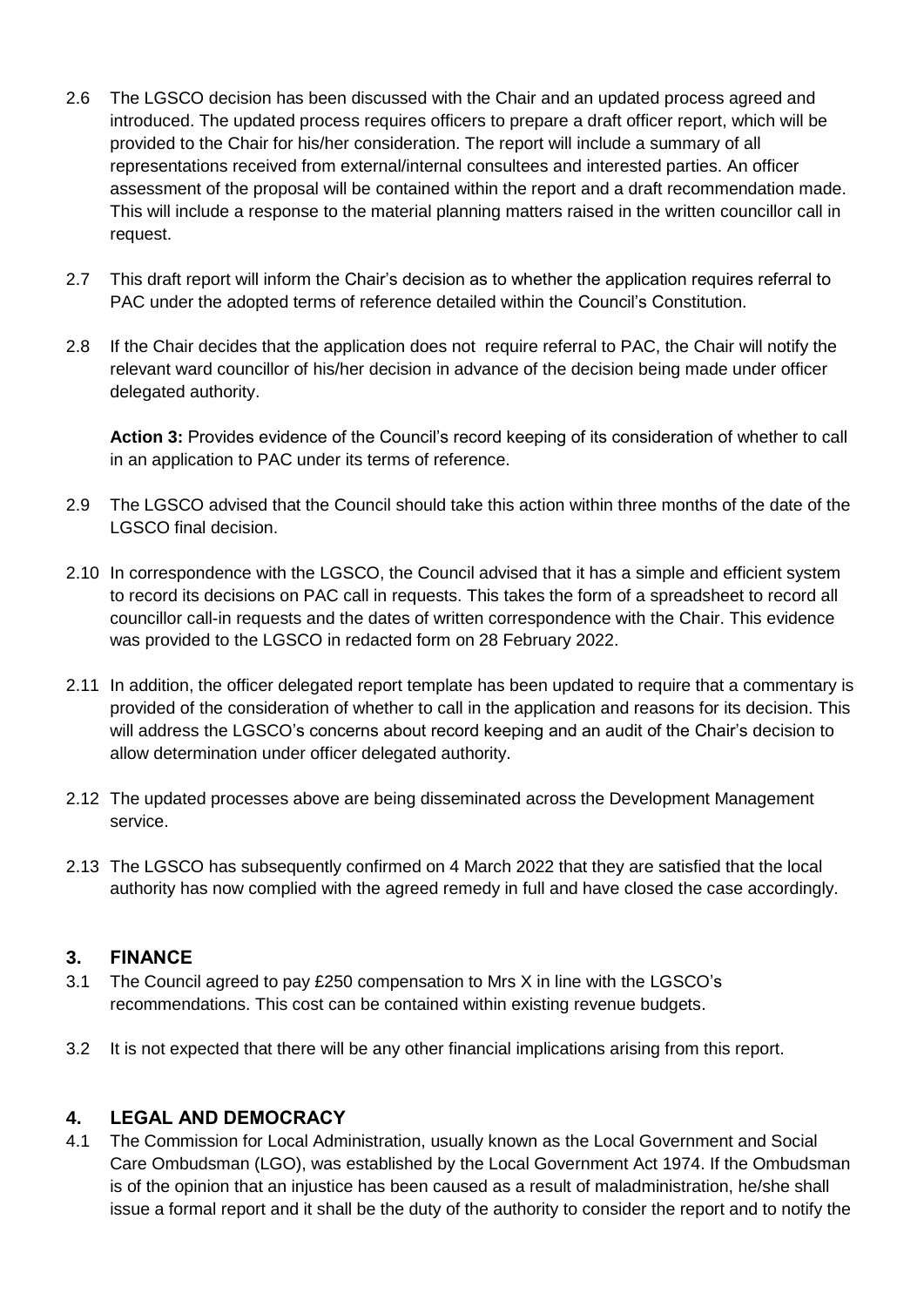2.6 The LGSCO decision has been discussed with the Chair and an updated process agreed and introduced. The updated process requires officers to prepare a draft officer report, which will be provided to the Chair for his/her consideration. The report will include a summary of all representations received from external/internal consultees and interested parties. An officer assessment of the proposal will be contained within the report and a draft recommendation made. This will include a response to the material planning matters raised in the written councillor call in request.

2.7 This draft report will inform the Chair's decision as to whether the application requires referral to PAC under the adopted terms of reference detailed within the Council's Constitution.

2.8 If the Chair decides that the application does not require referral to PAC, the Chair will notify the relevant ward councillor of his/her decision in advance of the decision being made under officer delegated authority.

**Action 3:** Provides evidence of the Council's record keeping of its consideration of whether to call in an application to PAC under its terms of reference.

2.9 The LGSCO advised that the Council should take this action within three months of the date of the LGSCO final decision.

2.10 In correspondence with the LGSCO, the Council advised that it has a simple and efficient system to record its decisions on PAC call in requests. This takes the form of a spreadsheet to record all councillor call-in requests and the dates of written correspondence with the Chair. This evidence was provided to the LGSCO in redacted form on 28 February 2022.

2.11 In addition, the officer delegated report template has been updated to require that a commentary is provided of the consideration of whether to call in the application and reasons for its decision. This will address the LGSCO's concerns about record keeping and an audit of the Chair's decision to allow determination under officer delegated authority.

2.12 The updated processes above are being disseminated across the Development Management service.

2.13 The LGSCO has subsequently confirmed on 4 March 2022 that they are satisfied that the local authority has now complied with the agreed remedy in full and have closed the case accordingly.

## 3. FINANCE

3.1 The Council agreed to pay £250 compensation to Mrs X in line with the LGSCO's recommendations. This cost can be contained within existing revenue budgets.

3.2 It is not expected that there will be any other financial implications arising from this report.

## 4. LEGAL AND DEMOCRACY

4.1 The Commission for Local Administration, usually known as the Local Government and Social Care Ombudsman (LGO), was established by the Local Government Act 1974. If the Ombudsman is of the opinion that an injustice has been caused as a result of maladministration, he/she shall issue a formal report and it shall be the duty of the authority to consider the report and to notify the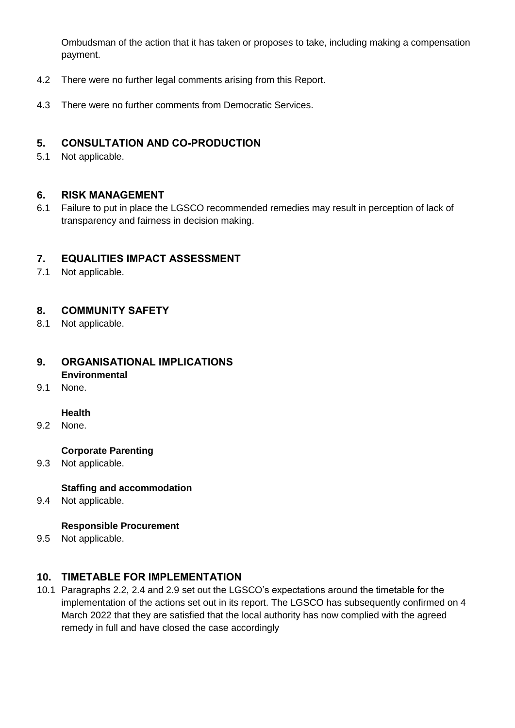Ombudsman of the action that it has taken or proposes to take, including making a compensation payment.

4.2 There were no further legal comments arising from this Report.

4.3 There were no further comments from Democratic Services.

## 5. CONSULTATION AND CO-PRODUCTION

5.1 Not applicable.

## 6. RISK MANAGEMENT

6.1 Failure to put in place the LGSCO recommended remedies may result in perception of lack of transparency and fairness in decision making.

## 7. EQUALITIES IMPACT ASSESSMENT

7.1 Not applicable.

## 8. COMMUNITY SAFETY

8.1 Not applicable.

## 9. ORGANISATIONAL IMPLICATIONS

**Environmental**

9.1 None.

**Health**

9.2 None.

**Corporate Parenting**

9.3 Not applicable.

**Staffing and accommodation**

9.4 Not applicable.

**Responsible Procurement**

9.5 Not applicable.

## 10. TIMETABLE FOR IMPLEMENTATION

10.1 Paragraphs 2.2, 2.4 and 2.9 set out the LGSCO's expectations around the timetable for the implementation of the actions set out in its report. The LGSCO has subsequently confirmed on 4 March 2022 that they are satisfied that the local authority has now complied with the agreed remedy in full and have closed the case accordingly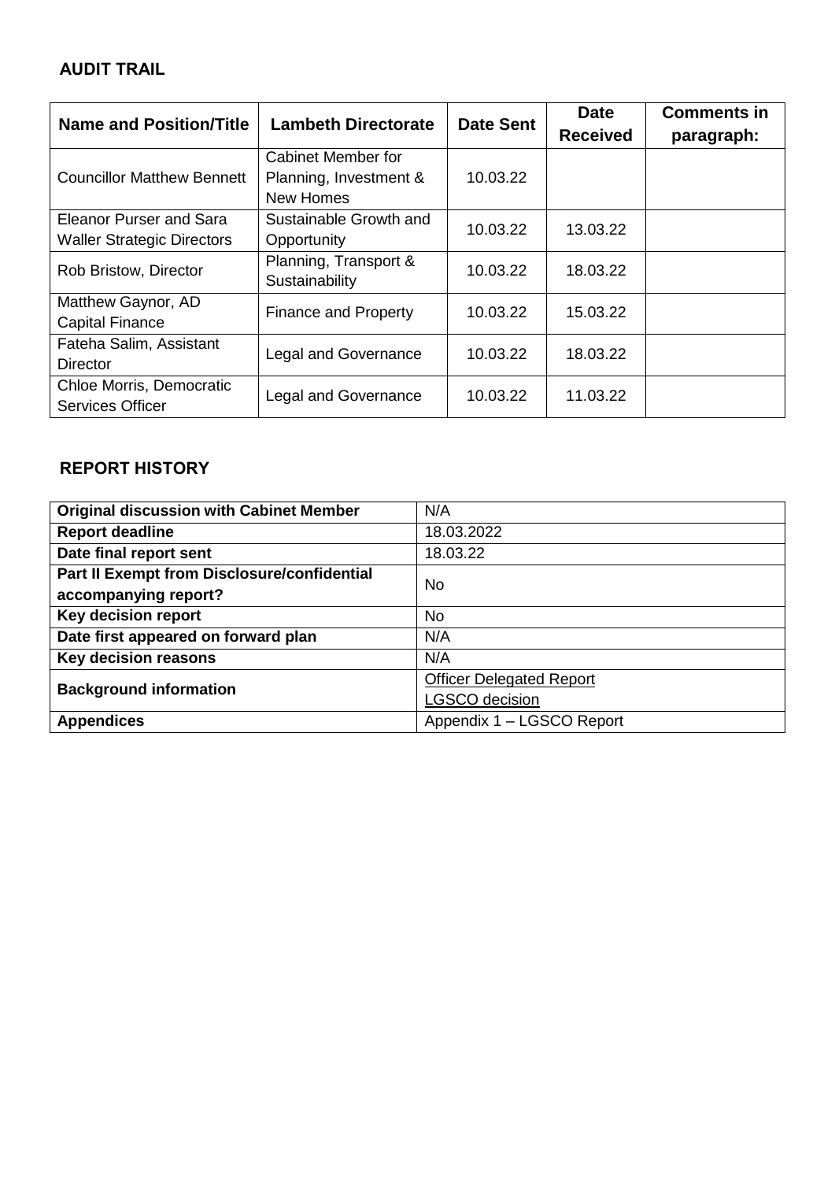## AUDIT TRAIL

| Name and Position/Title | Lambeth Directorate | Date Sent | Date Received | Comments in paragraph: |
|---|---|---|---|---|
| Councillor Matthew Bennett | Cabinet Member for Planning, Investment & New Homes | 10.03.22 | | |
| Eleanor Purser and Sara Waller Strategic Directors | Sustainable Growth and Opportunity | 10.03.22 | 13.03.22 | |
| Rob Bristow, Director | Planning, Transport & Sustainability | 10.03.22 | 18.03.22 | |
| Matthew Gaynor, AD Capital Finance | Finance and Property | 10.03.22 | 15.03.22 | |
| Fateha Salim, Assistant Director | Legal and Governance | 10.03.22 | 18.03.22 | |
| Chloe Morris, Democratic Services Officer | Legal and Governance | 10.03.22 | 11.03.22 | |

## REPORT HISTORY

| | |
|---|---|
| **Original discussion with Cabinet Member** | N/A |
| **Report deadline** | 18.03.2022 |
| **Date final report sent** | 18.03.22 |
| **Part II Exempt from Disclosure/confidential accompanying report?** | No |
| **Key decision report** | No |
| **Date first appeared on forward plan** | N/A |
| **Key decision reasons** | N/A |
| **Background information** | Officer Delegated Report<br>LGSCO decision |
| **Appendices** | Appendix 1 – LGSCO Report |